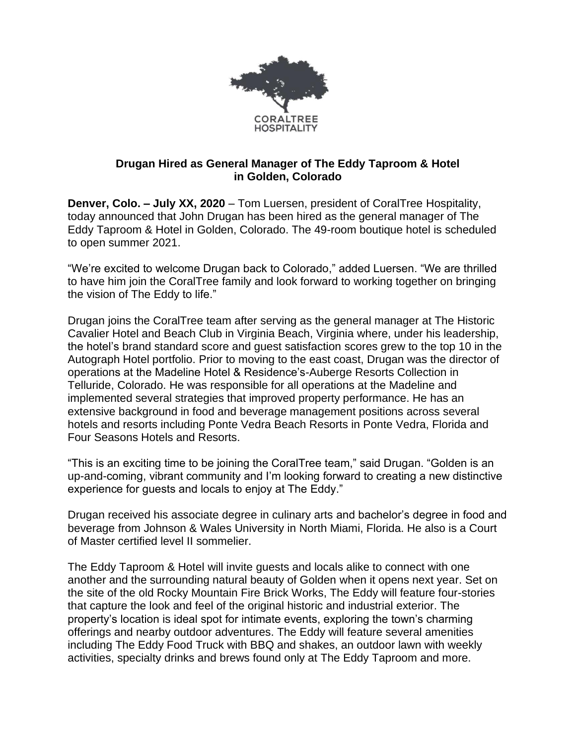# Drugan Hired as General Manager of The Eddy Taproom & Hotel in Golden, Colorado

**Denver, Colo. – July XX, 2020** – Tom Luersen, president of CoralTree Hospitality, today announced that John Drugan has been hired as the general manager of The Eddy Taproom & Hotel in Golden, Colorado. The 49-room boutique hotel is scheduled to open summer 2021.

"We're excited to welcome Drugan back to Colorado," added Luersen. "We are thrilled to have him join the CoralTree family and look forward to working together on bringing the vision of The Eddy to life."

Drugan joins the CoralTree team after serving as the general manager at The Historic Cavalier Hotel and Beach Club in Virginia Beach, Virginia where, under his leadership, the hotel's brand standard score and guest satisfaction scores grew to the top 10 in the Autograph Hotel portfolio. Prior to moving to the east coast, Drugan was the director of operations at the Madeline Hotel & Residence's-Auberge Resorts Collection in Telluride, Colorado. He was responsible for all operations at the Madeline and implemented several strategies that improved property performance. He has an extensive background in food and beverage management positions across several hotels and resorts including Ponte Vedra Beach Resorts in Ponte Vedra, Florida and Four Seasons Hotels and Resorts.

"This is an exciting time to be joining the CoralTree team," said Drugan. "Golden is an up-and-coming, vibrant community and I'm looking forward to creating a new distinctive experience for guests and locals to enjoy at The Eddy."

Drugan received his associate degree in culinary arts and bachelor's degree in food and beverage from Johnson & Wales University in North Miami, Florida. He also is a Court of Master certified level II sommelier.

The Eddy Taproom & Hotel will invite guests and locals alike to connect with one another and the surrounding natural beauty of Golden when it opens next year. Set on the site of the old Rocky Mountain Fire Brick Works, The Eddy will feature four-stories that capture the look and feel of the original historic and industrial exterior. The property's location is ideal spot for intimate events, exploring the town's charming offerings and nearby outdoor adventures. The Eddy will feature several amenities including The Eddy Food Truck with BBQ and shakes, an outdoor lawn with weekly activities, specialty drinks and brews found only at The Eddy Taproom and more.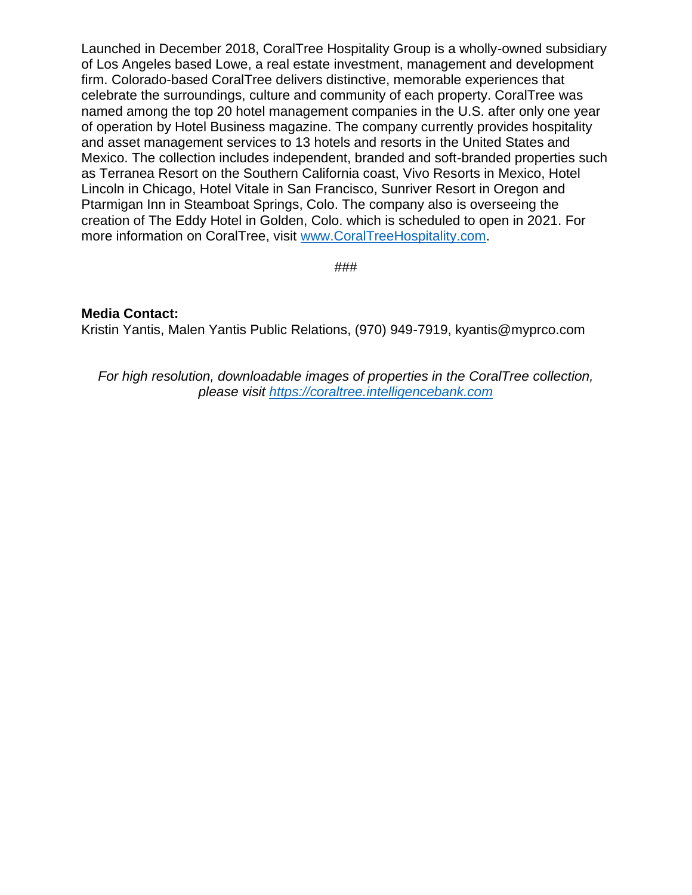Launched in December 2018, CoralTree Hospitality Group is a wholly-owned subsidiary of Los Angeles based Lowe, a real estate investment, management and development firm. Colorado-based CoralTree delivers distinctive, memorable experiences that celebrate the surroundings, culture and community of each property. CoralTree was named among the top 20 hotel management companies in the U.S. after only one year of operation by Hotel Business magazine. The company currently provides hospitality and asset management services to 13 hotels and resorts in the United States and Mexico. The collection includes independent, branded and soft-branded properties such as Terranea Resort on the Southern California coast, Vivo Resorts in Mexico, Hotel Lincoln in Chicago, Hotel Vitale in San Francisco, Sunriver Resort in Oregon and Ptarmigan Inn in Steamboat Springs, Colo. The company also is overseeing the creation of The Eddy Hotel in Golden, Colo. which is scheduled to open in 2021. For more information on CoralTree, visit [www.CoralTreeHospitality.com](http://www.CoralTreeHospitality.com).

###

**Media Contact:**
Kristin Yantis, Malen Yantis Public Relations, (970) 949-7919, kyantis@myprco.com

*For high resolution, downloadable images of properties in the CoralTree collection, please visit [https://coraltree.intelligencebank.com](https://coraltree.intelligencebank.com)*